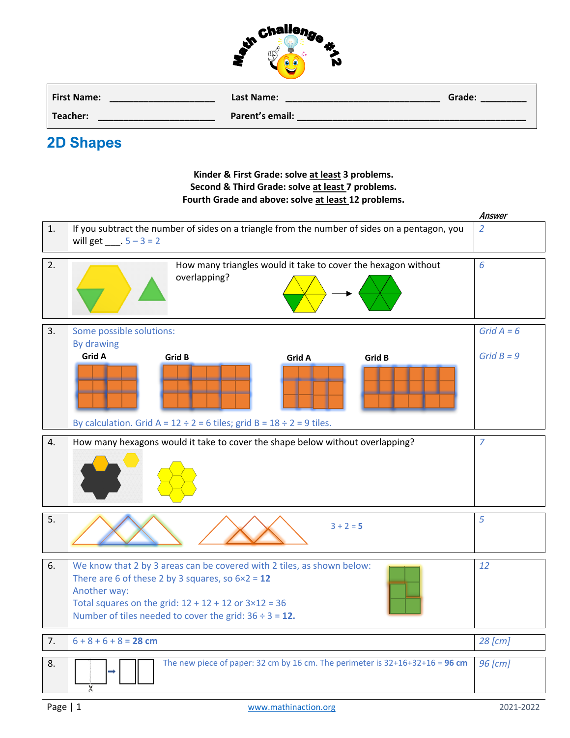Math Challenge #12

| First Name: ____________________ | Last Name: ______________________________ | Grade: ________ |
|---|---|---|
| Teacher: ______________________ | Parent's email: ___________________________________________ | |

## 2D Shapes

**Kinder & First Grade: solve at least 3 problems.**
**Second & Third Grade: solve at least 7 problems.**
**Fourth Grade and above: solve at least 12 problems.**

| | | *Answer* |
|---|---|---|
| 1. | If you subtract the number of sides on a triangle from the number of sides on a pentagon, you will get ___. 5 – 3 = 2 | *2* |
| 2. | How many triangles would it take to cover the hexagon without overlapping? | *6* |
| 3. | Some possible solutions: By drawing Grid A Grid B Grid A Grid B By calculation. Grid A = 12 ÷ 2 = 6 tiles; grid B = 18 ÷ 2 = 9 tiles. | *Grid A = 6* *Grid B = 9* |
| 4. | How many hexagons would it take to cover the shape below without overlapping? | *7* |
| 5. | 3 + 2 = **5** | *5* |
| 6. | We know that 2 by 3 areas can be covered with 2 tiles, as shown below: There are 6 of these 2 by 3 squares, so 6×2 = **12** Another way: Total squares on the grid: 12 + 12 + 12 or 3×12 = 36 Number of tiles needed to cover the grid: 36 ÷ 3 = **12.** | *12* |
| 7. | 6 + 8 + 6 + 8 = **28 cm** | *28 [cm]* |
| 8. | The new piece of paper: 32 cm by 16 cm. The perimeter is 32+16+32+16 = **96 cm** | *96 [cm]* |

www.mathinaction.org 2021-2022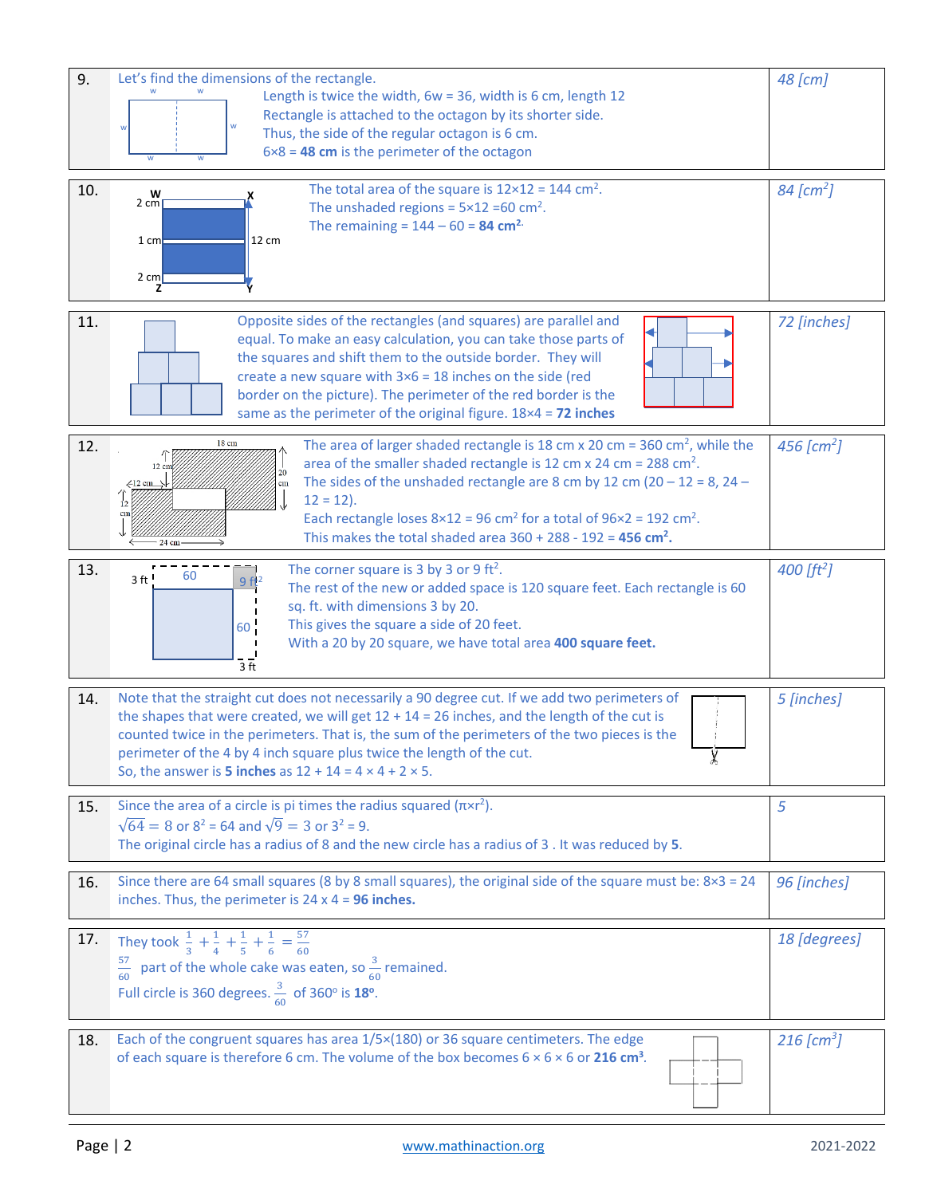| | | |
|---|---|---|
| 9. | Let's find the dimensions of the rectangle. Length is twice the width, 6w = 36, width is 6 cm, length 12. Rectangle is attached to the octagon by its shorter side. Thus, the side of the regular octagon is 6 cm. 6×8 = **48 cm** is the perimeter of the octagon | *48 [cm]* |
| 10. | The total area of the square is 12×12 = 144 $cm^2$. The unshaded regions = 5×12 = 60 $cm^2$. The remaining = 144 – 60 = **84 $cm^2$.** | *84 [$cm^2$]* |
| 11. | Opposite sides of the rectangles (and squares) are parallel and equal. To make an easy calculation, you can take those parts of the squares and shift them to the outside border. They will create a new square with 3×6 = 18 inches on the side (red border on the picture). The perimeter of the red border is the same as the perimeter of the original figure. 18×4 = **72 inches** | *72 [inches]* |
| 12. | The area of larger shaded rectangle is 18 cm x 20 cm = 360 $cm^2$, while the area of the smaller shaded rectangle is 12 cm x 24 cm = 288 $cm^2$. The sides of the unshaded rectangle are 8 cm by 12 cm (20 – 12 = 8, 24 – 12 = 12). Each rectangle loses 8×12 = 96 $cm^2$ for a total of 96×2 = 192 $cm^2$. This makes the total shaded area 360 + 288 - 192 = **456 $cm^2$.** | *456 [$cm^2$]* |
| 13. | The corner square is 3 by 3 or 9 $ft^2$. The rest of the new or added space is 120 square feet. Each rectangle is 60 sq. ft. with dimensions 3 by 20. This gives the square a side of 20 feet. With a 20 by 20 square, we have total area **400 square feet.** | *400 [$ft^2$]* |
| 14. | Note that the straight cut does not necessarily a 90 degree cut. If we add two perimeters of the shapes that were created, we will get 12 + 14 = 26 inches, and the length of the cut is counted twice in the perimeters. That is, the sum of the perimeters of the two pieces is the perimeter of the 4 by 4 inch square plus twice the length of the cut. So, the answer is **5 inches** as 12 + 14 = 4 × 4 + 2 × 5. | *5 [inches]* |
| 15. | Since the area of a circle is pi times the radius squared ($\pi \times r^2$). $\sqrt{64} = 8$ or $8^2 = 64$ and $\sqrt{9} = 3$ or $3^2 = 9$. The original circle has a radius of 8 and the new circle has a radius of 3 . It was reduced by **5**. | *5* |
| 16. | Since there are 64 small squares (8 by 8 small squares), the original side of the square must be: 8×3 = 24 inches. Thus, the perimeter is 24 x 4 = **96 inches.** | *96 [inches]* |
| 17. | They took $\frac{1}{3} + \frac{1}{4} + \frac{1}{5} + \frac{1}{6} = \frac{57}{60}$. $\frac{57}{60}$ part of the whole cake was eaten, so $\frac{3}{60}$ remained. Full circle is 360 degrees. $\frac{3}{60}$ of 360° is **18°**. | *18 [degrees]* |
| 18. | Each of the congruent squares has area 1/5×(180) or 36 square centimeters. The edge of each square is therefore 6 cm. The volume of the box becomes 6 × 6 × 6 or **216 $cm^3$**. | *216 [$cm^3$]* |